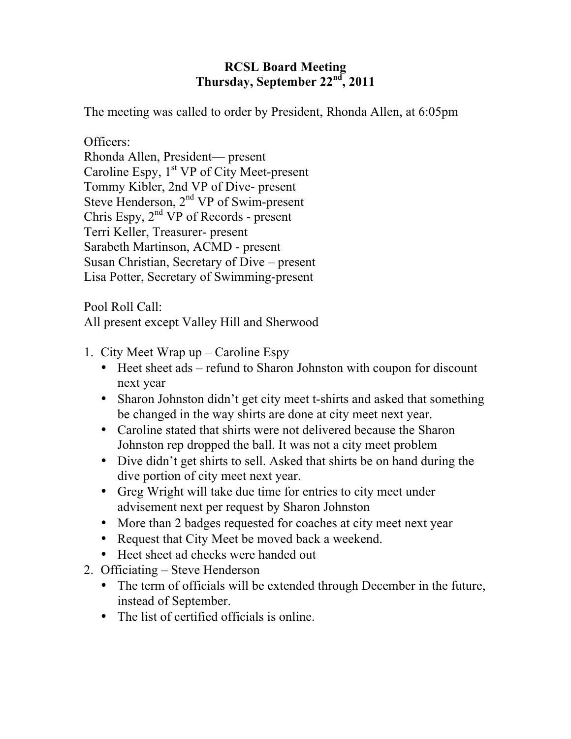# RCSL Board Meeting
## Thursday, September 22nd, 2011

The meeting was called to order by President, Rhonda Allen, at 6:05pm

Officers:
Rhonda Allen, President— present
Caroline Espy, 1st VP of City Meet-present
Tommy Kibler, 2nd VP of Dive- present
Steve Henderson, 2nd VP of Swim-present
Chris Espy, 2nd VP of Records - present
Terri Keller, Treasurer- present
Sarabeth Martinson, ACMD - present
Susan Christian, Secretary of Dive – present
Lisa Potter, Secretary of Swimming-present

Pool Roll Call:
All present except Valley Hill and Sherwood

1. City Meet Wrap up – Caroline Espy
   - Heet sheet ads – refund to Sharon Johnston with coupon for discount next year
   - Sharon Johnston didn't get city meet t-shirts and asked that something be changed in the way shirts are done at city meet next year.
   - Caroline stated that shirts were not delivered because the Sharon Johnston rep dropped the ball. It was not a city meet problem
   - Dive didn't get shirts to sell. Asked that shirts be on hand during the dive portion of city meet next year.
   - Greg Wright will take due time for entries to city meet under advisement next per request by Sharon Johnston
   - More than 2 badges requested for coaches at city meet next year
   - Request that City Meet be moved back a weekend.
   - Heet sheet ad checks were handed out
2. Officiating – Steve Henderson
   - The term of officials will be extended through December in the future, instead of September.
   - The list of certified officials is online.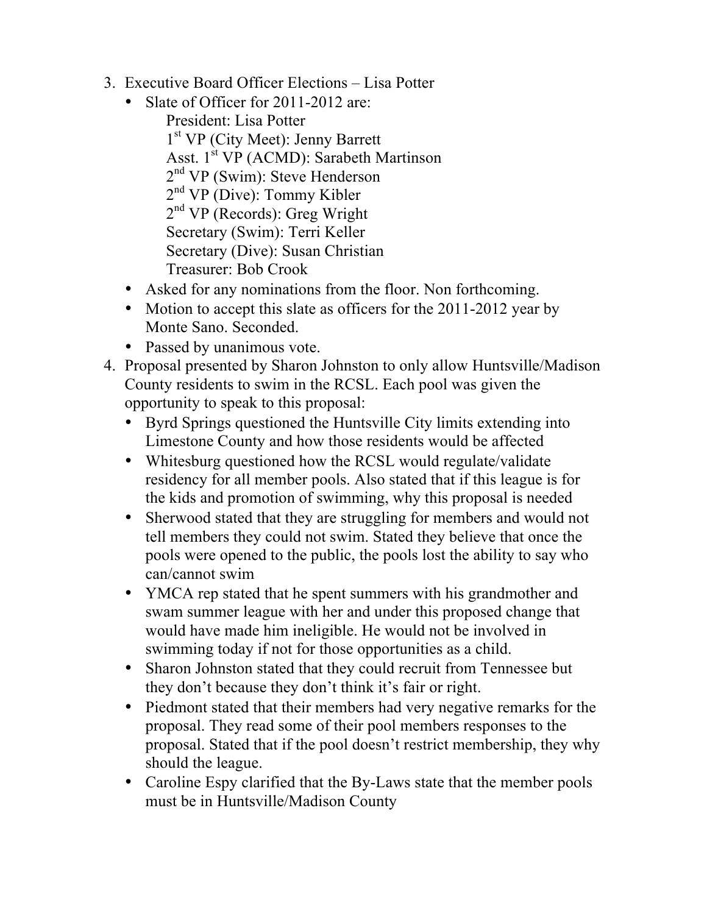3. Executive Board Officer Elections – Lisa Potter
   - Slate of Officer for 2011-2012 are:
     President: Lisa Potter
     1st VP (City Meet): Jenny Barrett
     Asst. 1st VP (ACMD): Sarabeth Martinson
     2nd VP (Swim): Steve Henderson
     2nd VP (Dive): Tommy Kibler
     2nd VP (Records): Greg Wright
     Secretary (Swim): Terri Keller
     Secretary (Dive): Susan Christian
     Treasurer: Bob Crook
   - Asked for any nominations from the floor. Non forthcoming.
   - Motion to accept this slate as officers for the 2011-2012 year by Monte Sano. Seconded.
   - Passed by unanimous vote.
4. Proposal presented by Sharon Johnston to only allow Huntsville/Madison County residents to swim in the RCSL. Each pool was given the opportunity to speak to this proposal:
   - Byrd Springs questioned the Huntsville City limits extending into Limestone County and how those residents would be affected
   - Whitesburg questioned how the RCSL would regulate/validate residency for all member pools. Also stated that if this league is for the kids and promotion of swimming, why this proposal is needed
   - Sherwood stated that they are struggling for members and would not tell members they could not swim. Stated they believe that once the pools were opened to the public, the pools lost the ability to say who can/cannot swim
   - YMCA rep stated that he spent summers with his grandmother and swam summer league with her and under this proposed change that would have made him ineligible. He would not be involved in swimming today if not for those opportunities as a child.
   - Sharon Johnston stated that they could recruit from Tennessee but they don't because they don't think it's fair or right.
   - Piedmont stated that their members had very negative remarks for the proposal. They read some of their pool members responses to the proposal. Stated that if the pool doesn't restrict membership, they why should the league.
   - Caroline Espy clarified that the By-Laws state that the member pools must be in Huntsville/Madison County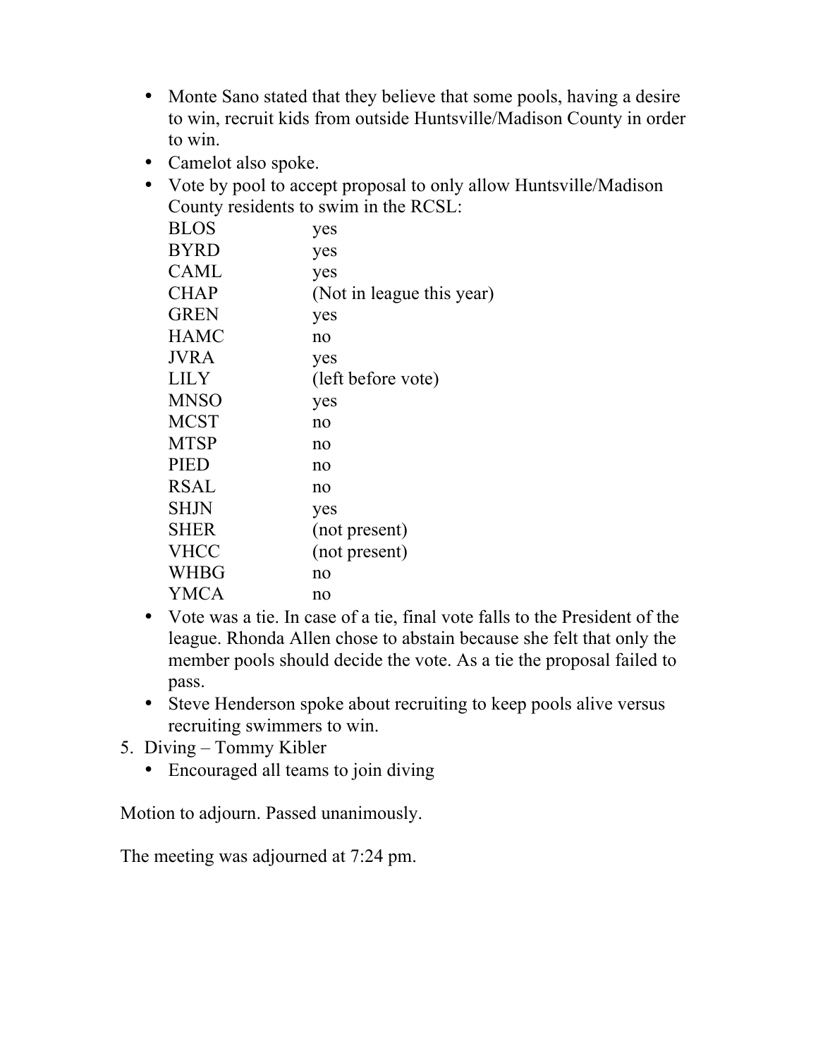- Monte Sano stated that they believe that some pools, having a desire to win, recruit kids from outside Huntsville/Madison County in order to win.
- Camelot also spoke.
- Vote by pool to accept proposal to only allow Huntsville/Madison County residents to swim in the RCSL:

| | |
|---|---|
| BLOS | yes |
| BYRD | yes |
| CAML | yes |
| CHAP | (Not in league this year) |
| GREN | yes |
| HAMC | no |
| JVRA | yes |
| LILY | (left before vote) |
| MNSO | yes |
| MCST | no |
| MTSP | no |
| PIED | no |
| RSAL | no |
| SHJN | yes |
| SHER | (not present) |
| VHCC | (not present) |
| WHBG | no |
| YMCA | no |

- Vote was a tie. In case of a tie, final vote falls to the President of the league. Rhonda Allen chose to abstain because she felt that only the member pools should decide the vote. As a tie the proposal failed to pass.
- Steve Henderson spoke about recruiting to keep pools alive versus recruiting swimmers to win.

5. Diving – Tommy Kibler
   - Encouraged all teams to join diving

Motion to adjourn. Passed unanimously.

The meeting was adjourned at 7:24 pm.